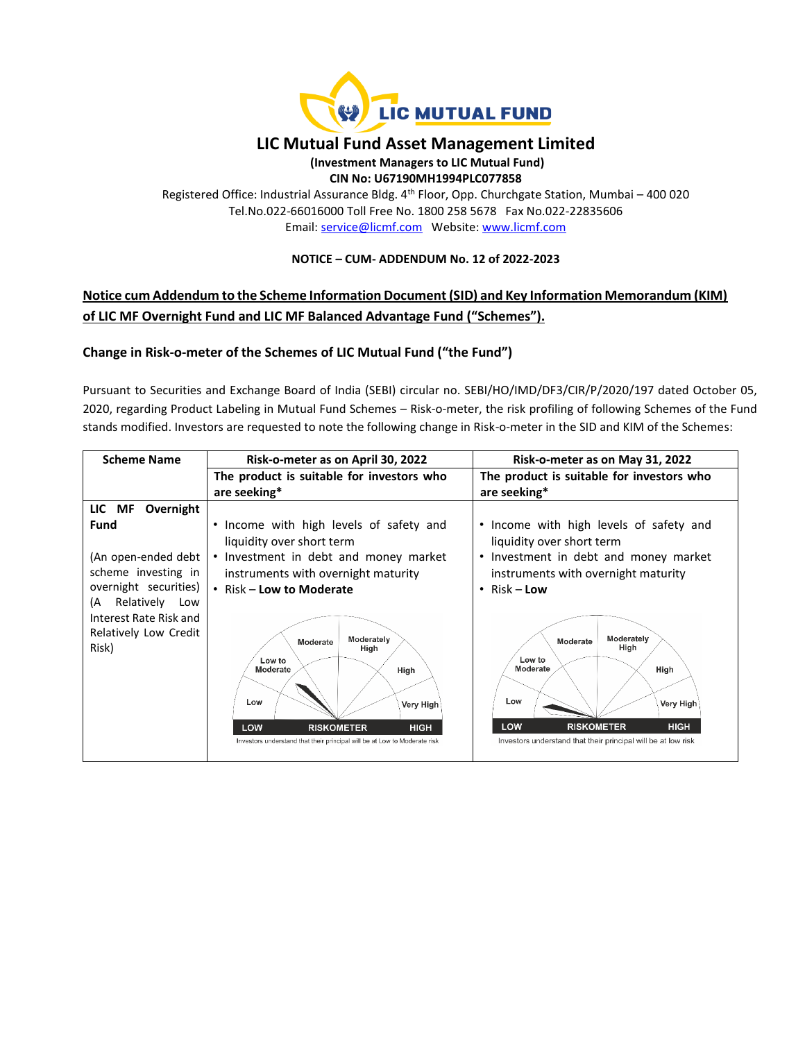# LIC MUTUAL FUND

## LIC Mutual Fund Asset Management Limited

**(Investment Managers to LIC Mutual Fund)**
**CIN No: U67190MH1994PLC077858**

Registered Office: Industrial Assurance Bldg. 4th Floor, Opp. Churchgate Station, Mumbai – 400 020
Tel.No.022-66016000 Toll Free No. 1800 258 5678 Fax No.022-22835606
Email: service@licmf.com Website: www.licmf.com

**NOTICE – CUM- ADDENDUM No. 12 of 2022-2023**

**Notice cum Addendum to the Scheme Information Document (SID) and Key Information Memorandum (KIM) of LIC MF Overnight Fund and LIC MF Balanced Advantage Fund (“Schemes”).**

**Change in Risk-o-meter of the Schemes of LIC Mutual Fund (“the Fund”)**

Pursuant to Securities and Exchange Board of India (SEBI) circular no. SEBI/HO/IMD/DF3/CIR/P/2020/197 dated October 05, 2020, regarding Product Labeling in Mutual Fund Schemes – Risk-o-meter, the risk profiling of following Schemes of the Fund stands modified. Investors are requested to note the following change in Risk-o-meter in the SID and KIM of the Schemes:

| Scheme Name | Risk-o-meter as on April 30, 2022 | Risk-o-meter as on May 31, 2022 |
|---|---|---|
| | **The product is suitable for investors who are seeking*** | **The product is suitable for investors who are seeking*** |
| **LIC MF Overnight Fund**<br><br>(An open-ended debt scheme investing in overnight securities) (A Relatively Low Interest Rate Risk and Relatively Low Credit Risk) | • Income with high levels of safety and liquidity over short term<br>• Investment in debt and money market instruments with overnight maturity<br>• Risk – **Low to Moderate**<br><br>RISKOMETER (Low, Low to Moderate, Moderate, Moderately High, High, Very High)<br>Investors understand that their principal will be at Low to Moderate risk | • Income with high levels of safety and liquidity over short term<br>• Investment in debt and money market instruments with overnight maturity<br>• Risk – **Low**<br><br>RISKOMETER (Low, Low to Moderate, Moderate, Moderately High, High, Very High)<br>Investors understand that their principal will be at low risk |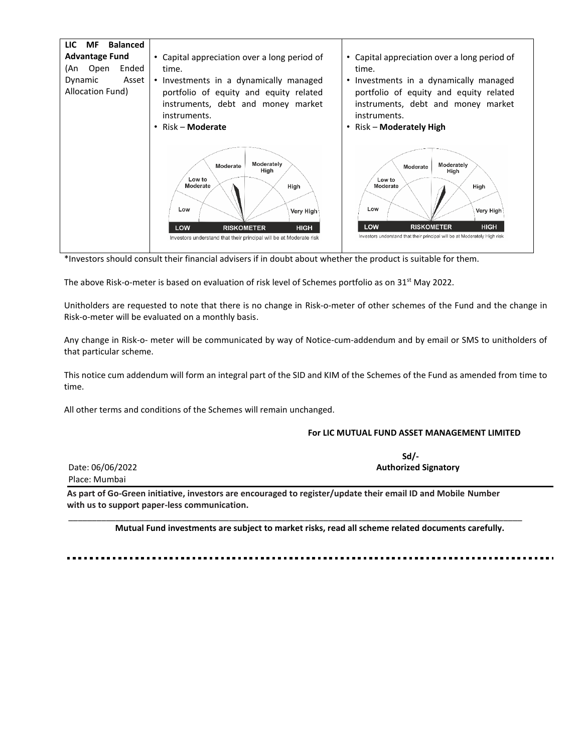| | | |
|---|---|---|
| **LIC MF Balanced Advantage Fund** (An Open Ended Dynamic Asset Allocation Fund) | • Capital appreciation over a long period of time.<br>• Investments in a dynamically managed portfolio of equity and equity related instruments, debt and money market instruments.<br>• Risk – **Moderate**<br><br>Moderate<br>Moderately High<br>Low to Moderate<br>High<br>Low<br>Very High<br>LOW RISKOMETER HIGH<br>Investors understand that their principal will be at Moderate risk | • Capital appreciation over a long period of time.<br>• Investments in a dynamically managed portfolio of equity and equity related instruments, debt and money market instruments.<br>• Risk – **Moderately High**<br><br>Moderate<br>Moderately High<br>Low to Moderate<br>High<br>Low<br>Very High<br>LOW RISKOMETER HIGH<br>Investors understand that their principal will be at Moderately High risk |

*Investors should consult their financial advisers if in doubt about whether the product is suitable for them.

The above Risk-o-meter is based on evaluation of risk level of Schemes portfolio as on 31st May 2022.

Unitholders are requested to note that there is no change in Risk-o-meter of other schemes of the Fund and the change in Risk-o-meter will be evaluated on a monthly basis.

Any change in Risk-o- meter will be communicated by way of Notice-cum-addendum and by email or SMS to unitholders of that particular scheme.

This notice cum addendum will form an integral part of the SID and KIM of the Schemes of the Fund as amended from time to time.

All other terms and conditions of the Schemes will remain unchanged.

**For LIC MUTUAL FUND ASSET MANAGEMENT LIMITED**

**Sd/-**
**Authorized Signatory**

Date: 06/06/2022
Place: Mumbai

**As part of Go-Green initiative, investors are encouraged to register/update their email ID and Mobile Number with us to support paper-less communication.**

**Mutual Fund investments are subject to market risks, read all scheme related documents carefully.**